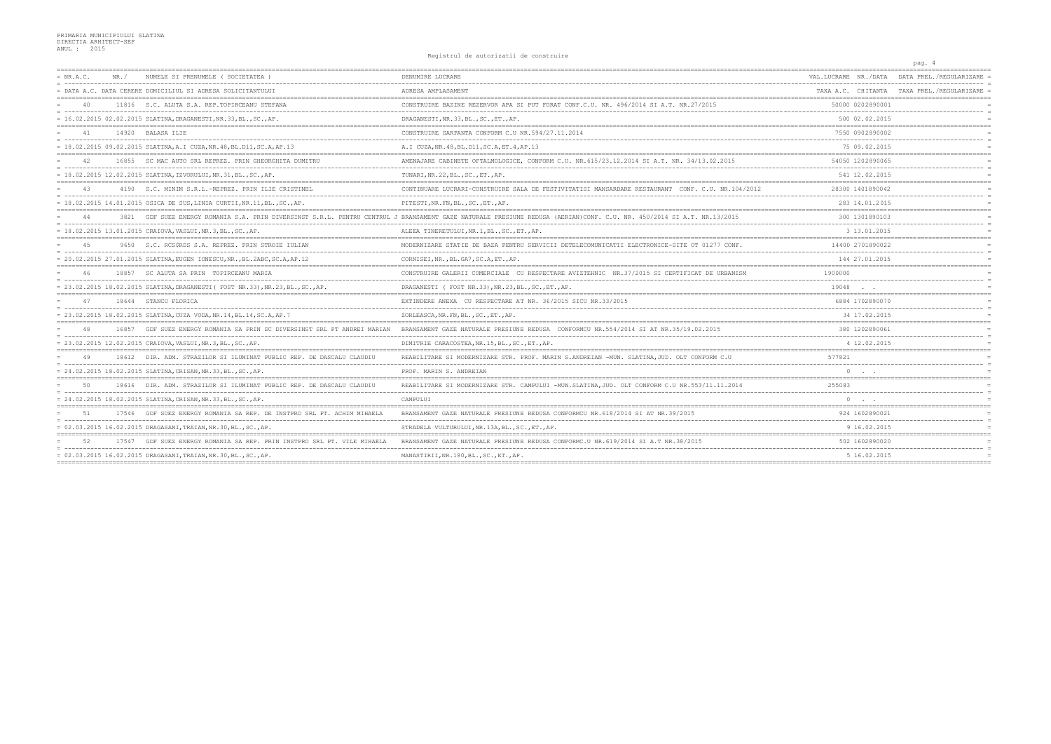PRIMARIA MUNICIPIULUI SLATINA
DIRECTIA ARHITECT-SEF
ANUL : 2015

# Registrul de autorizatii de construire

| NR.A.C. / DATA A.C. | NR./ DATA CERERE | NUMELE SI PRENUMELE ( SOCIETATEA ) / DOMICILIUL SI ADRESA SOLICITANTULUI | DENUMIRE LUCRARE / ADRESA AMPLASAMENT | VAL.LUCRARE NR./DATA / TAXA A.C. CHITANTA | DATA PREL./REGULARIZARE / TAXA PREL./REGULARIZARE |
|---|---|---|---|---|---|
| 40 | 11816 | S.C. ALUTA S.A. REP.TOPIRCEANU STEFANA | CONSTRUIRE BAZINE REZERVOR APA SI PUT FORAT CONF.C.U. NR. 496/2014 SI A.T. NR.27/2015 | 50000 0202890001 | |
| 16.02.2015 | 02.02.2015 | SLATINA,DRAGANESTI,NR.33,BL.,SC.,AP. | DRAGANESTI,NR.33,BL.,SC.,ET.,AP. | 500 02.02.2015 | |
| 41 | 14920 | BALASA ILIE | CONSTRUIRE SARPANTA CONFORM C.U NR.594/27.11.2014 | 7550 0902890002 | |
| 18.02.2015 | 09.02.2015 | SLATINA,A.I CUZA,NR.48,BL.D11,SC.A,AP.13 | A.I CUZA,NR.48,BL.D11,SC.A,ET.4,AP.13 | 75 09.02.2015 | |
| 42 | 16855 | SC MAC AUTO SRL REPREZ. PRIN GHEORGHITA DUMITRU | AMENAJARE CABINETE OFTALMOLOGICE, CONFORM C.U. NR.615/23.12.2014 SI A.T. NR. 34/13.02.2015 | 54050 1202890065 | |
| 18.02.2015 | 12.02.2015 | SLATINA,IZVORULUI,NR.31,BL.,SC.,AP. | TUNARI,NR.22,BL.,SC.,ET.,AP. | 541 12.02.2015 | |
| 43 | 4190 | S.C. MINIM S.R.L.-REPREZ. PRIN ILIE CRISTINEL | CONTINUARE LUCRARI-CONSTRUIRE SALA DE FESTIVITATISI MANSARDARE RESTAURANT CONF. C.U. NR.104/2012 | 28300 1401890042 | |
| 18.02.2015 | 14.01.2015 | OSICA DE SUS,LINIA CURTII,NR.11,BL.,SC.,AP. | PITESTI,NR.FN,BL.,SC.,ET.,AP. | 283 14.01.2015 | |
| 44 | 3821 | GDF SUEZ ENERGY ROMANIA S.A. PRIN DIVERSINST S.R.L. PENTRU CENTRUL J | BRANSAMENT GAZE NATURALE PRESIUNE REDUSA (AERIAN)CONF. C.U. NR. 450/2014 SI A.T. NR.13/2015 | 300 1301890103 | |
| 18.02.2015 | 13.01.2015 | CRAIOVA,VASLUI,NR.3,BL.,SC.,AP. | ALEEA TINERETULUI,NR.1,BL.,SC.,ET.,AP. | 3 13.01.2015 | |
| 45 | 9650 | S.C. RCS&RDS S.A. REPREZ. PRIN STROIE IULIAN | MODERNIZARE STATIE DE BAZA PENTRU SERVICII DETELECOMUNICATII ELECTRONICE-SITE OT 01277 CONF. | 14400 2701890022 | |
| 20.02.2015 | 27.01.2015 | SLATINA,EUGEN IONESCU,NR.,BL.2ABC,SC.A,AP.12 | CORNISEI,NR.,BL.GA7,SC.A,ET.,AP. | 144 27.01.2015 | |
| 46 | 18857 | SC ALUTA SA PRIN TOPIRCEANU MARIA | CONSTRUIRE GALERII COMERCIALE CU RESPECTARE AVIZTEHNIC NR.37/2015 SI CERTIFICAT DE URBANISM | 1900000 | |
| 23.02.2015 | 18.02.2015 | SLATINA,DRAGANESTI( FOST NR.33),NR.23,BL.,SC.,AP. | DRAGANESTI ( FOST NR.33),NR.23,BL.,SC.,ET.,AP. | 19048 . . | |
| 47 | 18644 | STANCU FLORICA | EXTINDERE ANEXA CU RESPECTARE AT NR. 36/2015 SICU NR.33/2015 | 6884 1702890070 | |
| 23.02.2015 | 18.02.2015 | SLATINA,CUZA VODA,NR.14,BL.14,SC.A,AP.7 | ZORLEASCA,NR.FN,BL.,SC.,ET.,AP. | 34 17.02.2015 | |
| 48 | 16857 | GDF SUEZ ENERGY ROMANIA SA PRIN SC DIVERSINST SRL PT ANDREI MARIAN | BRANSAMENT GAZE NATURALE PRESIUNE REDUSA CONFORMCU NR.554/2014 SI AT NR.35/19.02.2015 | 380 1202890061 | |
| 23.02.2015 | 12.02.2015 | CRAIOVA,VASLUI,NR.3,BL.,SC.,AP. | DIMITRIE CARACOSTEA,NR.15,BL.,SC.,ET.,AP. | 4 12.02.2015 | |
| 49 | 18612 | DIR. ADM. STRAZILOR SI ILUMINAT PUBLIC REP. DE DASCALU CLAUDIU | REABILITARE SI MODERNIZARE STR. PROF. MARIN S.ANDREIAN -MUN. SLATINA,JUD. OLT CONFORM C.U | 577821 | |
| 24.02.2015 | 18.02.2015 | SLATINA,CRISAN,NR.33,BL.,SC.,AP. | PROF. MARIN S. ANDREIAN | 0 . . | |
| 50 | 18616 | DIR. ADM. STRAZILOR SI ILUMINAT PUBLIC REP. DE DASCALU CLAUDIU | REABILITARE SI MODERNIZARE STR. CAMPULUI -MUN.SLATINA,JUD. OLT CONFORM C.U NR.553/11.11.2014 | 255083 | |
| 24.02.2015 | 18.02.2015 | SLATINA,CRISAN,NR.33,BL.,SC.,AP. | CAMPULUI | 0 . . | |
| 51 | 17546 | GDF SUEZ ENERGY ROMANIA SA REP. DE INSTPRO SRL PT. ACHIM MIHAELA | BRANSAMENT GAZE NATURALE PRESIUNE REDUSA CONFORMCU NR.618/2014 SI AT NR.39/2015 | 924 1602890021 | |
| 02.03.2015 | 16.02.2015 | DRAGASANI,TRAIAN,NR.30,BL.,SC.,AP. | STRADELA VULTURULUI,NR.13A,BL.,SC.,ET.,AP. | 9 16.02.2015 | |
| 52 | 17547 | GDF SUEZ ENERGY ROMANIA SA REP. PRIN INSTPRO SRL PT. VILE MIHAELA | BRANSAMENT GAZE NATURALE PRESIUNE REDUSA CONFORMC.U NR.619/2014 SI A.T NR.38/2015 | 502 1602890020 | |
| 02.03.2015 | 16.02.2015 | DRAGASANI,TRAIAN,NR.30,BL.,SC.,AP. | MANASTIRII,NR.180,BL.,SC.,ET.,AP. | 5 16.02.2015 | |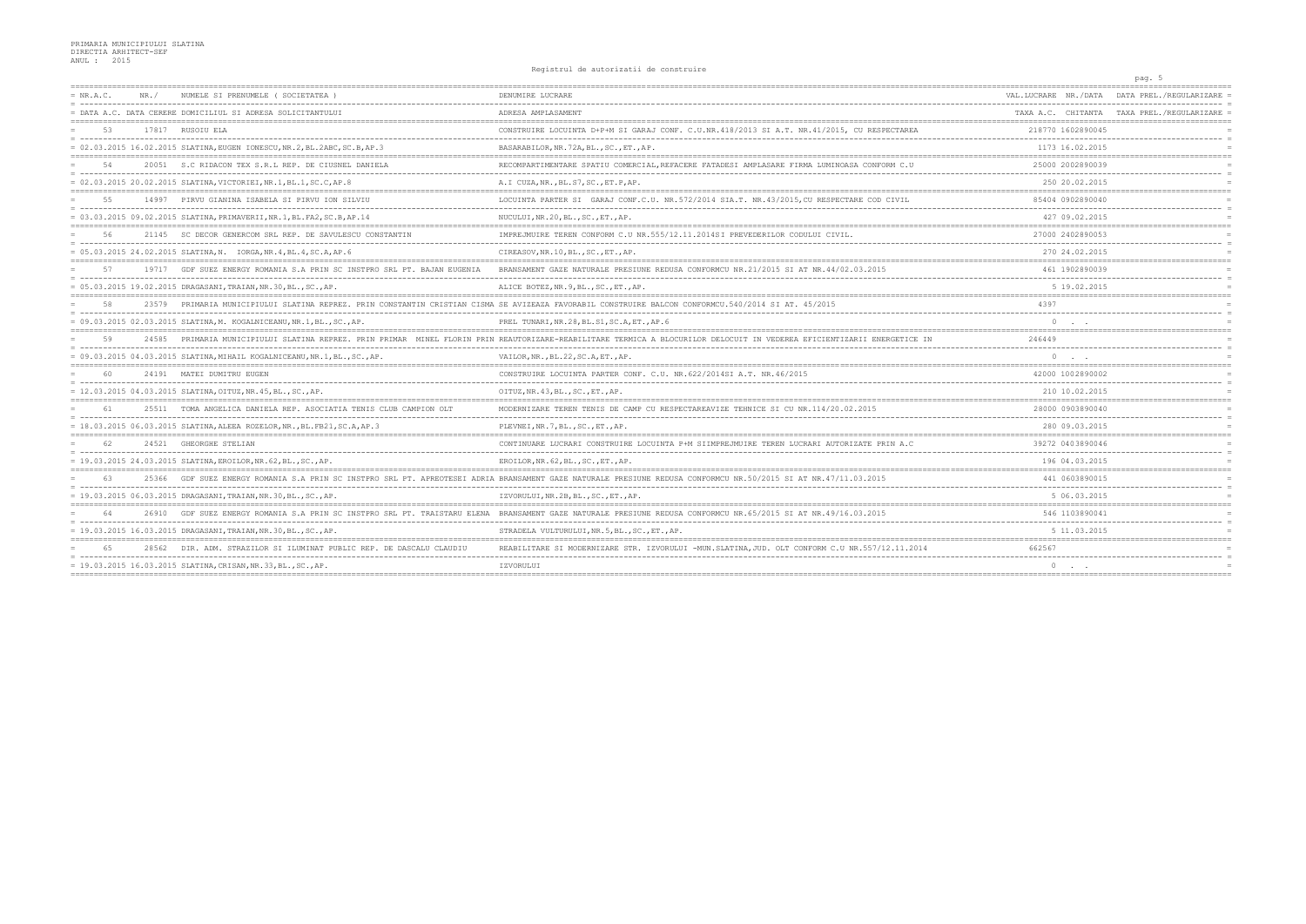PRIMARIA MUNICIPIULUI SLATINA
DIRECTIA ARHITECT-SEF
ANUL : 2015

Registrul de autorizatii de construire

| NR.A.C. / DATA A.C. | NR./ DATA CERERE | NUMELE SI PRENUMELE ( SOCIETATEA ) / DOMICILIUL SI ADRESA SOLICITANTULUI | DENUMIRE LUCRARE / ADRESA AMPLASAMENT | VAL.LUCRARE / TAXA A.C. | NR./DATA / CHITANTA | DATA PREL./REGULARIZARE / TAXA PREL./REGULARIZARE |
|---|---|---|---|---|---|---|
| 53 | 17817 | RUSOIU ELA | CONSTRUIRE LOCUINTA D+P+M SI GARAJ CONF. C.U.NR.418/2013 SI A.T. NR.41/2015, CU RESPECTAREA | 218770 | 1602890045 | |
| 02.03.2015 | 16.02.2015 | SLATINA,EUGEN IONESCU,NR.2,BL.2ABC,SC.B,AP.3 | BASARABILOR,NR.72A,BL.,SC.,ET.,AP. | 1173 | 16.02.2015 | |
| 54 | 20051 | S.C RIDACON TEX S.R.L REP. DE CIUSNEL DANIELA | RECOMPARTIMENTARE SPATIU COMERCIAL,REFACERE FATADESI AMPLASARE FIRMA LUMINOASA CONFORM C.U | 25000 | 2002890039 | |
| 02.03.2015 | 20.02.2015 | SLATINA,VICTORIEI,NR.1,BL.1,SC.C,AP.8 | A.I CUZA,NR.,BL.S7,SC.,ET.P,AP. | 250 | 20.02.2015 | |
| 55 | 14997 | PIRVU GIANINA ISABELA SI PIRVU ION SILVIU | LOCUINTA PARTER SI GARAJ CONF.C.U. NR.572/2014 SIA.T. NR.43/2015,CU RESPECTARE COD CIVIL | 85404 | 0902890040 | |
| 03.03.2015 | 09.02.2015 | SLATINA,PRIMAVERII,NR.1,BL.FA2,SC.B,AP.14 | NUCULUI,NR.20,BL.,SC.,ET.,AP. | 427 | 09.02.2015 | |
| 56 | 21145 | SC DECOR GENERCOM SRL REP. DE SAVULESCU CONSTANTIN | IMPREJMUIRE TEREN CONFORM C.U NR.555/12.11.2014SI PREVEDERILOR CODULUI CIVIL. | 27000 | 2402890053 | |
| 05.03.2015 | 24.02.2015 | SLATINA,N. IORGA,NR.4,BL.4,SC.A,AP.6 | CIREASOV,NR.10,BL.,SC.,ET.,AP. | 270 | 24.02.2015 | |
| 57 | 19717 | GDF SUEZ ENERGY ROMANIA S.A PRIN SC INSTPRO SRL PT. BAJAN EUGENIA | BRANSAMENT GAZE NATURALE PRESIUNE REDUSA CONFORMCU NR.21/2015 SI AT NR.44/02.03.2015 | 461 | 1902890039 | |
| 05.03.2015 | 19.02.2015 | DRAGASANI,TRAIAN,NR.30,BL.,SC.,AP. | ALICE BOTEZ,NR.9,BL.,SC.,ET.,AP. | 5 | 19.02.2015 | |
| 58 | 23579 | PRIMARIA MUNICIPIULUI SLATINA REPREZ. PRIN CONSTANTIN CRISTIAN CISMA | SE AVIZEAZA FAVORABIL CONSTRUIRE BALCON CONFORMCU.540/2014 SI AT. 45/2015 | 4397 | | |
| 09.03.2015 | 02.03.2015 | SLATINA,M. KOGALNICEANU,NR.1,BL.,SC.,AP. | PREL TUNARI,NR.28,BL.S1,SC.A,ET.,AP.6 | 0 | . . | |
| 59 | 24585 | PRIMARIA MUNICIPIULUI SLATINA REPREZ. PRIN PRIMAR MINEL FLORIN PRIN | REAUTORIZARE-REABILITARE TERMICA A BLOCURILOR DELOCUIT IN VEDEREA EFICIENTIZARII ENERGETICE IN | 246449 | | |
| 09.03.2015 | 04.03.2015 | SLATINA,MIHAIL KOGALNICEANU,NR.1,BL.,SC.,AP. | VAILOR,NR.,BL.22,SC.A,ET.,AP. | 0 | . . | |
| 60 | 24191 | MATEI DUMITRU EUGEN | CONSTRUIRE LOCUINTA PARTER CONF. C.U. NR.622/2014SI A.T. NR.46/2015 | 42000 | 1002890002 | |
| 12.03.2015 | 04.03.2015 | SLATINA,OITUZ,NR.45,BL.,SC.,AP. | OITUZ,NR.43,BL.,SC.,ET.,AP. | 210 | 10.02.2015 | |
| 61 | 25511 | TOMA ANGELICA DANIELA REP. ASOCIATIA TENIS CLUB CAMPION OLT | MODERNIZARE TEREN TENIS DE CAMP CU RESPECTAREAVIZE TEHNICE SI CU NR.114/20.02.2015 | 28000 | 0903890040 | |
| 18.03.2015 | 06.03.2015 | SLATINA,ALEEA ROZELOR,NR.,BL.FB21,SC.A,AP.3 | PLEVNEI,NR.7,BL.,SC.,ET.,AP. | 280 | 09.03.2015 | |
| 62 | 24521 | GHEORGHE STELIAN | CONTINUARE LUCRARI CONSTRUIRE LOCUINTA P+M SIIMPREJMUIRE TEREN LUCRARI AUTORIZATE PRIN A.C | 39272 | 0403890046 | |
| 19.03.2015 | 24.03.2015 | SLATINA,EROILOR,NR.62,BL.,SC.,AP. | EROILOR,NR.62,BL.,SC.,ET.,AP. | 196 | 04.03.2015 | |
| 63 | 25366 | GDF SUEZ ENERGY ROMANIA S.A PRIN SC INSTPRO SRL PT. APREOTESEI ADRIA | BRANSAMENT GAZE NATURALE PRESIUNE REDUSA CONFORMCU NR.50/2015 SI AT NR.47/11.03.2015 | 441 | 0603890015 | |
| 19.03.2015 | 06.03.2015 | DRAGASANI,TRAIAN,NR.30,BL.,SC.,AP. | IZVORULUI,NR.2B,BL.,SC.,ET.,AP. | 5 | 06.03.2015 | |
| 64 | 26910 | GDF SUEZ ENERGY ROMANIA S.A PRIN SC INSTPRO SRL PT. TRAISTARU ELENA | BRANSAMENT GAZE NATURALE PRESIUNE REDUSA CONFORMCU NR.65/2015 SI AT NR.49/16.03.2015 | 546 | 1103890041 | |
| 19.03.2015 | 16.03.2015 | DRAGASANI,TRAIAN,NR.30,BL.,SC.,AP. | STRADELA VULTURULUI,NR.5,BL.,SC.,ET.,AP. | 5 | 11.03.2015 | |
| 65 | 28562 | DIR. ADM. STRAZILOR SI ILUMINAT PUBLIC REP. DE DASCALU CLAUDIU | REABILITARE SI MODERNIZARE STR. IZVORULUI -MUN.SLATINA,JUD. OLT CONFORM C.U NR.557/12.11.2014 | 662567 | | |
| 19.03.2015 | 16.03.2015 | SLATINA,CRISAN,NR.33,BL.,SC.,AP. | IZVORULUI | 0 | . . | |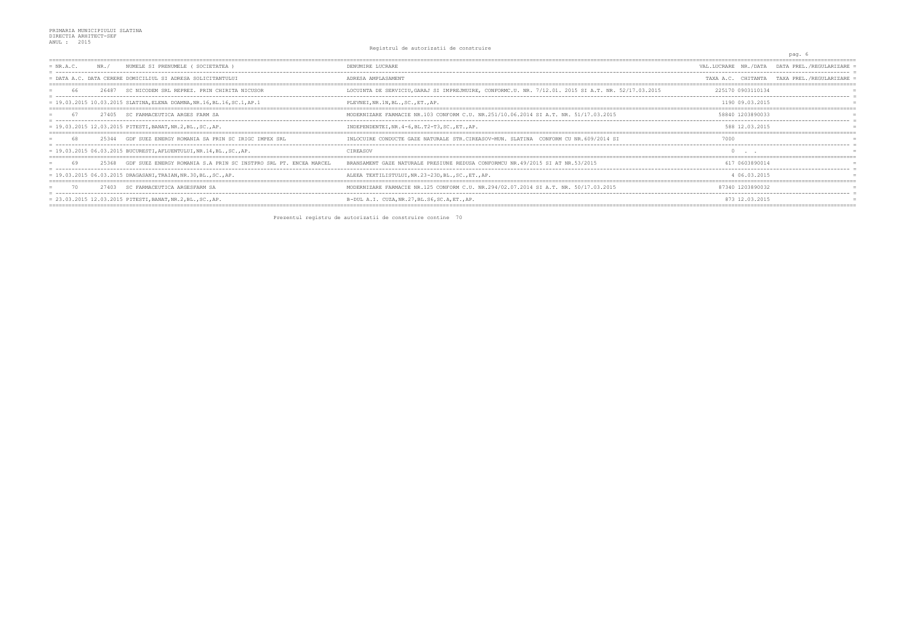PRIMARIA MUNICIPIULUI SLATINA
DIRECTIA ARHITECT-SEF
ANUL : 2015

Registrul de autorizatii de construire

| NR.A.C. / DATA A.C. | NR./ DATA CERERE | NUMELE SI PRENUMELE ( SOCIETATEA ) / DOMICILIUL SI ADRESA SOLICITANTULUI | DENUMIRE LUCRARE / ADRESA AMPLASAMENT | VAL.LUCRARE / TAXA A.C. | NR./DATA CHITANTA | DATA PREL./REGULARIZARE / TAXA PREL./REGULARIZARE |
|---|---|---|---|---|---|---|
| 66 | 26487 | SC NICODEM SRL REPREZ. PRIN CHIRITA NICUSOR | LOCUINTA DE SERVICIU,GARAJ SI IMPREJMUIRE, CONFORMC.U. NR. 7/12.01. 2015 SI A.T. NR. 52/17.03.2015 | 225170 | 0903110134 | |
| 19.03.2015 | 10.03.2015 | SLATINA,ELENA DOAMNA,NR.16,BL.16,SC.1,AP.1 | PLEVNEI,NR.1N,BL.,SC.,ET.,AP. | 1190 | 09.03.2015 | |
| 67 | 27405 | SC FARMACEUTICA ARGES FARM SA | MODERNIZARE FARMACIE NR.103 CONFORM C.U. NR.251/10.06.2014 SI A.T. NR. 51/17.03.2015 | 58840 | 1203890033 | |
| 19.03.2015 | 12.03.2015 | PITESTI,BANAT,NR.2,BL.,SC.,AP. | INDEPENDENTEI,NR.4-6,BL.T2-T3,SC.,ET.,AP. | 588 | 12.03.2015 | |
| 68 | 25344 | GDF SUEZ ENERGY ROMANIA SA PRIN SC IRIGC IMPEX SRL | INLOCUIRE CONDUCTE GAZE NATURALE STR.CIREASOV-MUN. SLATINA CONFORM CU NR.609/2014 SI | 7000 | | |
| 19.03.2015 | 06.03.2015 | BUCURESTI,AFLUENTULUI,NR.14,BL.,SC.,AP. | CIREASOV | 0 | . . | |
| 69 | 25368 | GDF SUEZ ENERGY ROMANIA S.A PRIN SC INSTPRO SRL PT. ENCEA MARCEL | BRANSAMENT GAZE NATURALE PRESIUNE REDUSA CONFORMCU NR.49/2015 SI AT NR.53/2015 | 617 | 0603890014 | |
| 19.03.2015 | 06.03.2015 | DRAGASANI,TRAIAN,NR.30,BL.,SC.,AP. | ALEEA TEXTILISTULUI,NR.23-23D,BL.,SC.,ET.,AP. | 4 | 06.03.2015 | |
| 70 | 27403 | SC FARMACEUTICA ARGESFARM SA | MODERNIZARE FARMACIE NR.125 CONFORM C.U. NR.294/02.07.2014 SI A.T. NR. 50/17.03.2015 | 87340 | 1203890032 | |
| 23.03.2015 | 12.03.2015 | PITESTI,BANAT,NR.2,BL.,SC.,AP. | B-DUL A.I. CUZA,NR.27,BL.S6,SC.A,ET.,AP. | 873 | 12.03.2015 | |

Prezentul registru de autorizatii de construire contine 70